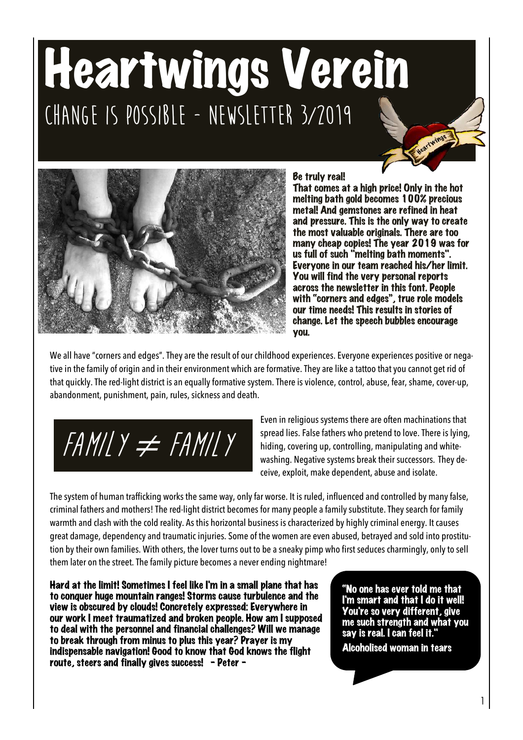# Heartwings Verein

## CHANGE IS POSSIBLE - NEWSLETTER 3/2019

**Be truly real!**

**That comes at a high price! Only in the hot melting bath gold becomes 100% precious metal! And gemstones are refined in heat and pressure. This is the only way to create the most valuable originals. There are too many cheap copies! The year 2019 was for us full of such "melting bath moments". Everyone in our team reached his/her limit. You will find the very personal reports across the newsletter in this font. People with "corners and edges", true role models our time needs! This results in stories of change. Let the speech bubbles encourage you.**

We all have "corners and edges". They are the result of our childhood experiences. Everyone experiences positive or negative in the family of origin and in their environment which are formative. They are like a tattoo that you cannot get rid of that quickly. The red-light district is an equally formative system. There is violence, control, abuse, fear, shame, cover-up, abandonment, punishment, pain, rules, sickness and death.

## FAMILY ≠ FAMILY

Even in religious systems there are often machinations that spread lies. False fathers who pretend to love. There is lying, hiding, covering up, controlling, manipulating and whitewashing. Negative systems break their successors. They deceive, exploit, make dependent, abuse and isolate.

The system of human trafficking works the same way, only far worse. It is ruled, influenced and controlled by many false, criminal fathers and mothers! The red-light district becomes for many people a family substitute. They search for family warmth and clash with the cold reality. As this horizontal business is characterized by highly criminal energy. It causes great damage, dependency and traumatic injuries. Some of the women are even abused, betrayed and sold into prostitution by their own families. With others, the lover turns out to be a sneaky pimp who first seduces charmingly, only to sell them later on the street. The family picture becomes a never ending nightmare!

**Hard at the limit! Sometimes I feel like I'm in a small plane that has to conquer huge mountain ranges! Storms cause turbulence and the view is obscured by clouds! Concretely expressed: Everywhere in our work I meet traumatized and broken people. How am I supposed to deal with the personnel and financial challenges? Will we manage to break through from minus to plus this year? Prayer is my indispensable navigation! Good to know that God knows the flight route, steers and finally gives success! - Peter -**

**"No one has ever told me that I'm smart and that I do it well! You're so very different, give me such strength and what you say is real. I can feel it."**

**Alcoholised woman in tears**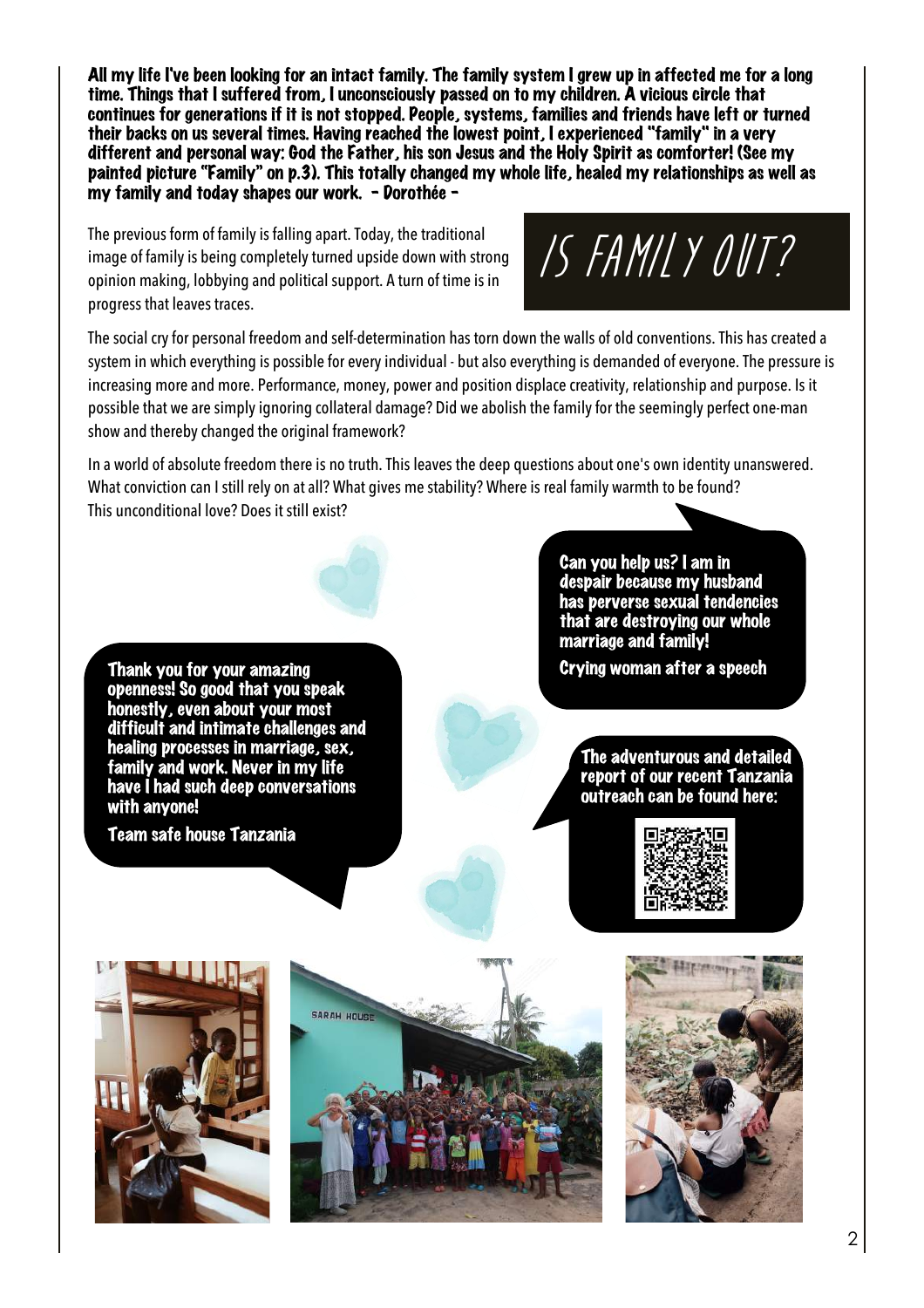**All my life I've been looking for an intact family. The family system I grew up in affected me for a long time. Things that I suffered from, I unconsciously passed on to my children. A vicious circle that continues for generations if it is not stopped. People, systems, families and friends have left or turned their backs on us several times. Having reached the lowest point, I experienced "family" in a very different and personal way: God the Father, his son Jesus and the Holy Spirit as comforter! (See my painted picture "Family" on p.3). This totally changed my whole life, healed my relationships as well as my family and today shapes our work. - Dorothée -**

# IS FAMILY OUT?

The previous form of family is falling apart. Today, the traditional image of family is being completely turned upside down with strong opinion making, lobbying and political support. A turn of time is in progress that leaves traces.

The social cry for personal freedom and self-determination has torn down the walls of old conventions. This has created a system in which everything is possible for every individual - but also everything is demanded of everyone. The pressure is increasing more and more. Performance, money, power and position displace creativity, relationship and purpose. Is it possible that we are simply ignoring collateral damage? Did we abolish the family for the seemingly perfect one-man show and thereby changed the original framework?

In a world of absolute freedom there is no truth. This leaves the deep questions about one's own identity unanswered. What conviction can I still rely on at all? What gives me stability? Where is real family warmth to be found? This unconditional love? Does it still exist?

**Can you help us? I am in despair because my husband has perverse sexual tendencies that are destroying our whole marriage and family!**

**Crying woman after a speech**

**Thank you for your amazing openness! So good that you speak honestly, even about your most difficult and intimate challenges and healing processes in marriage, sex, family and work. Never in my life have I had such deep conversations with anyone!**

**Team safe house Tanzania**

**The adventurous and detailed report of our recent Tanzania outreach can be found here:**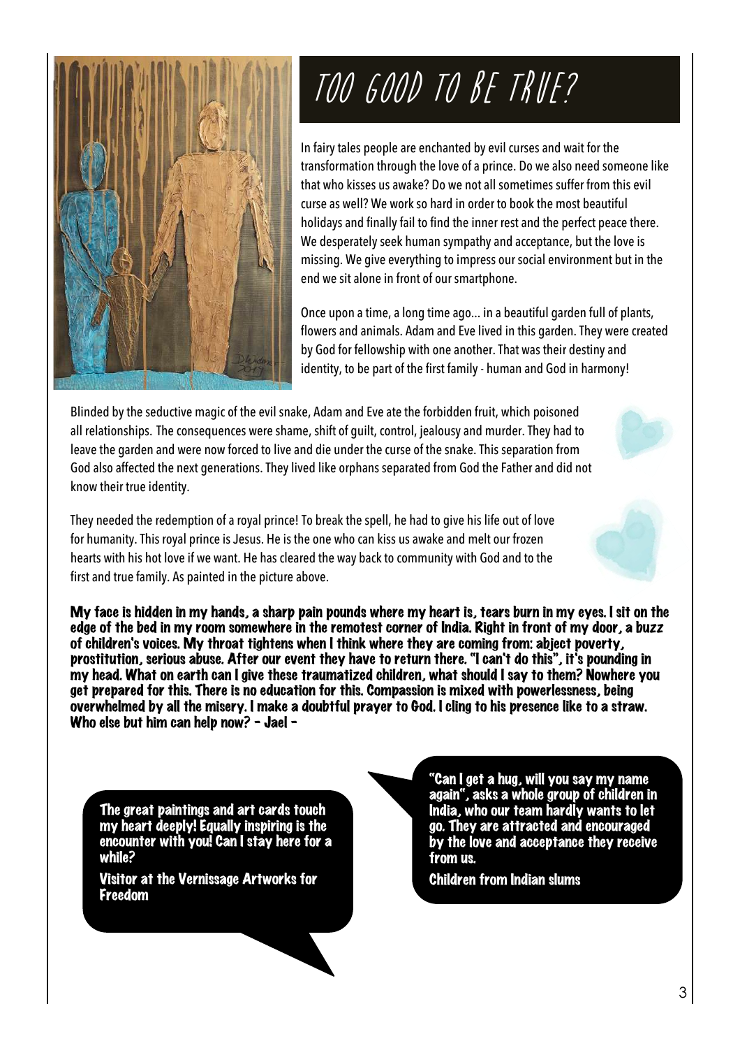# TOO GOOD TO BE TRUE?

In fairy tales people are enchanted by evil curses and wait for the transformation through the love of a prince. Do we also need someone like that who kisses us awake? Do we not all sometimes suffer from this evil curse as well? We work so hard in order to book the most beautiful holidays and finally fail to find the inner rest and the perfect peace there. We desperately seek human sympathy and acceptance, but the love is missing. We give everything to impress our social environment but in the end we sit alone in front of our smartphone.

Once upon a time, a long time ago… in a beautiful garden full of plants, flowers and animals. Adam and Eve lived in this garden. They were created by God for fellowship with one another. That was their destiny and identity, to be part of the first family - human and God in harmony!

Blinded by the seductive magic of the evil snake, Adam and Eve ate the forbidden fruit, which poisoned all relationships. The consequences were shame, shift of guilt, control, jealousy and murder. They had to leave the garden and were now forced to live and die under the curse of the snake. This separation from God also affected the next generations. They lived like orphans separated from God the Father and did not know their true identity.

They needed the redemption of a royal prince! To break the spell, he had to give his life out of love for humanity. This royal prince is Jesus. He is the one who can kiss us awake and melt our frozen hearts with his hot love if we want. He has cleared the way back to community with God and to the first and true family. As painted in the picture above.

**My face is hidden in my hands, a sharp pain pounds where my heart is, tears burn in my eyes. I sit on the edge of the bed in my room somewhere in the remotest corner of India. Right in front of my door, a buzz of children's voices. My throat tightens when I think where they are coming from: abject poverty, prostitution, serious abuse. After our event they have to return there. "I can't do this", it's pounding in my head. What on earth can I give these traumatized children, what should I say to them? Nowhere you get prepared for this. There is no education for this. Compassion is mixed with powerlessness, being overwhelmed by all the misery. I make a doubtful prayer to God. I cling to his presence like to a straw. Who else but him can help now? - Jael -**

**The great paintings and art cards touch my heart deeply! Equally inspiring is the encounter with you! Can I stay here for a while?**

**Visitor at the Vernissage Artworks for Freedom**

**"Can I get a hug, will you say my name again", asks a whole group of children in India, who our team hardly wants to let go. They are attracted and encouraged by the love and acceptance they receive from us.**

**Children from Indian slums**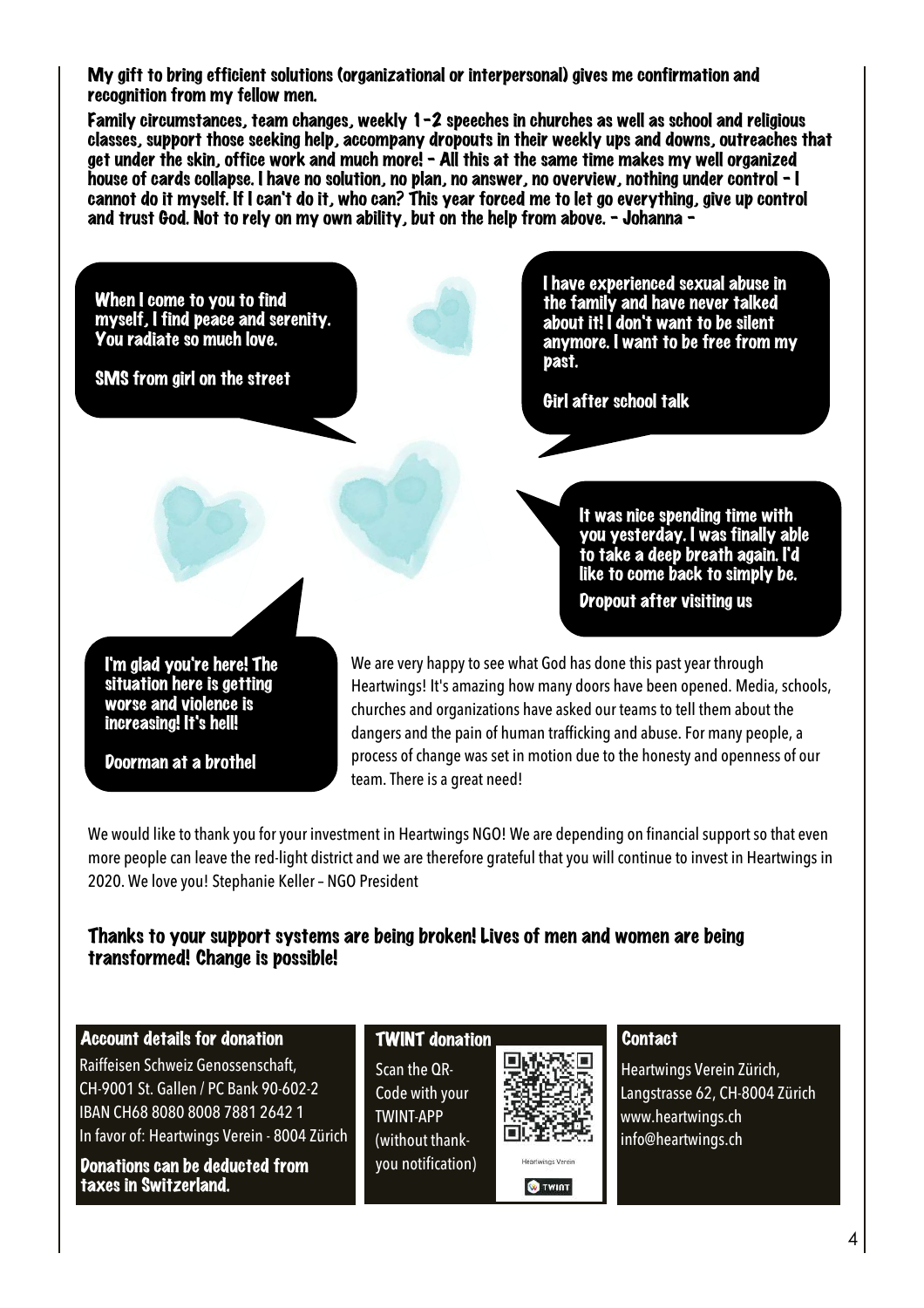**My gift to bring efficient solutions (organizational or interpersonal) gives me confirmation and recognition from my fellow men.**

**Family circumstances, team changes, weekly 1-2 speeches in churches as well as school and religious classes, support those seeking help, accompany dropouts in their weekly ups and downs, outreaches that get under the skin, office work and much more! - All this at the same time makes my well organized house of cards collapse. I have no solution, no plan, no answer, no overview, nothing under control - I cannot do it myself. If I can't do it, who can? This year forced me to let go everything, give up control and trust God. Not to rely on my own ability, but on the help from above. - Johanna -**

**When I come to you to find myself, I find peace and serenity. You radiate so much love.**

**SMS from girl on the street**

**I have experienced sexual abuse in the family and have never talked about it! I don't want to be silent anymore. I want to be free from my past.**

**Girl after school talk**

**It was nice spending time with you yesterday. I was finally able to take a deep breath again. I'd like to come back to simply be.**

**Dropout after visiting us**

**I'm glad you're here! The situation here is getting worse and violence is increasing! It's hell!**

**Doorman at a brothel**

We are very happy to see what God has done this past year through Heartwings! It's amazing how many doors have been opened. Media, schools, churches and organizations have asked our teams to tell them about the dangers and the pain of human trafficking and abuse. For many people, a process of change was set in motion due to the honesty and openness of our team. There is a great need!

We would like to thank you for your investment in Heartwings NGO! We are depending on financial support so that even more people can leave the red-light district and we are therefore grateful that you will continue to invest in Heartwings in 2020. We love you! Stephanie Keller – NGO President

**Thanks to your support systems are being broken! Lives of men and women are being transformed! Change is possible!**

**Account details for donation**

Raiffeisen Schweiz Genossenschaft,
CH-9001 St. Gallen / PC Bank 90-602-2
IBAN CH68 8080 8008 7881 2642 1
In favor of: Heartwings Verein - 8004 Zürich

**Donations can be deducted from taxes in Switzerland.**

**TWINT donation**

Scan the QR-Code with your TWINT-APP (without thank-you notification)

Heartwings Verein

TWINT

**Contact**

Heartwings Verein Zürich,
Langstrasse 62, CH-8004 Zürich
www.heartwings.ch
info@heartwings.ch